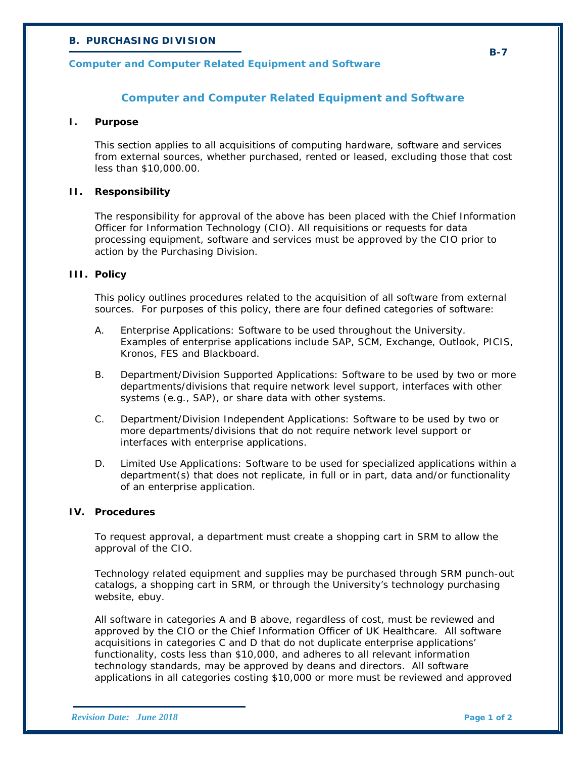# Computer and Computer Related Equipment and Software

## I. Purpose

This section applies to all acquisitions of computing hardware, software and services from external sources, whether purchased, rented or leased, excluding those that cost less than $10,000.00.

## II. Responsibility

The responsibility for approval of the above has been placed with the Chief Information Officer for Information Technology (CIO). All requisitions or requests for data processing equipment, software and services must be approved by the CIO prior to action by the Purchasing Division.

## III. Policy

This policy outlines procedures related to the acquisition of all software from external sources. For purposes of this policy, there are four defined categories of software:

A. Enterprise Applications: Software to be used throughout the University. Examples of enterprise applications include SAP, SCM, Exchange, Outlook, PICIS, Kronos, FES and Blackboard.

B. Department/Division Supported Applications: Software to be used by two or more departments/divisions that require network level support, interfaces with other systems (e.g., SAP), or share data with other systems.

C. Department/Division Independent Applications: Software to be used by two or more departments/divisions that do not require network level support or interfaces with enterprise applications.

D. Limited Use Applications: Software to be used for specialized applications within a department(s) that does not replicate, in full or in part, data and/or functionality of an enterprise application.

## IV. Procedures

To request approval, a department must create a shopping cart in SRM to allow the approval of the CIO.

Technology related equipment and supplies may be purchased through SRM punch-out catalogs, a shopping cart in SRM, or through the University's technology purchasing website, ebuy.

All software in categories A and B above, regardless of cost, must be reviewed and approved by the CIO or the Chief Information Officer of UK Healthcare. All software acquisitions in categories C and D that do not duplicate enterprise applications' functionality, costs less than $10,000, and adheres to all relevant information technology standards, may be approved by deans and directors. All software applications in all categories costing $10,000 or more must be reviewed and approved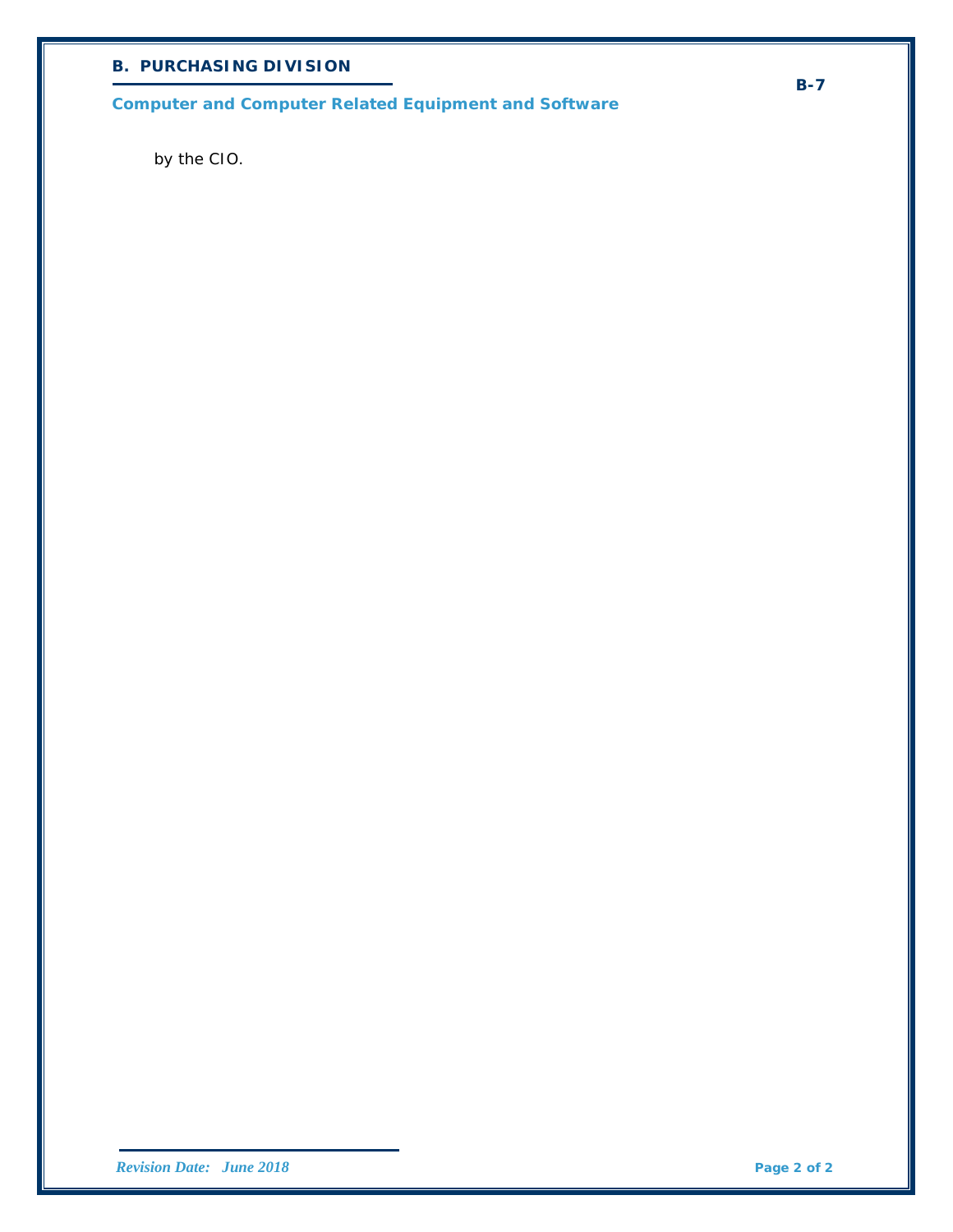by the CIO.